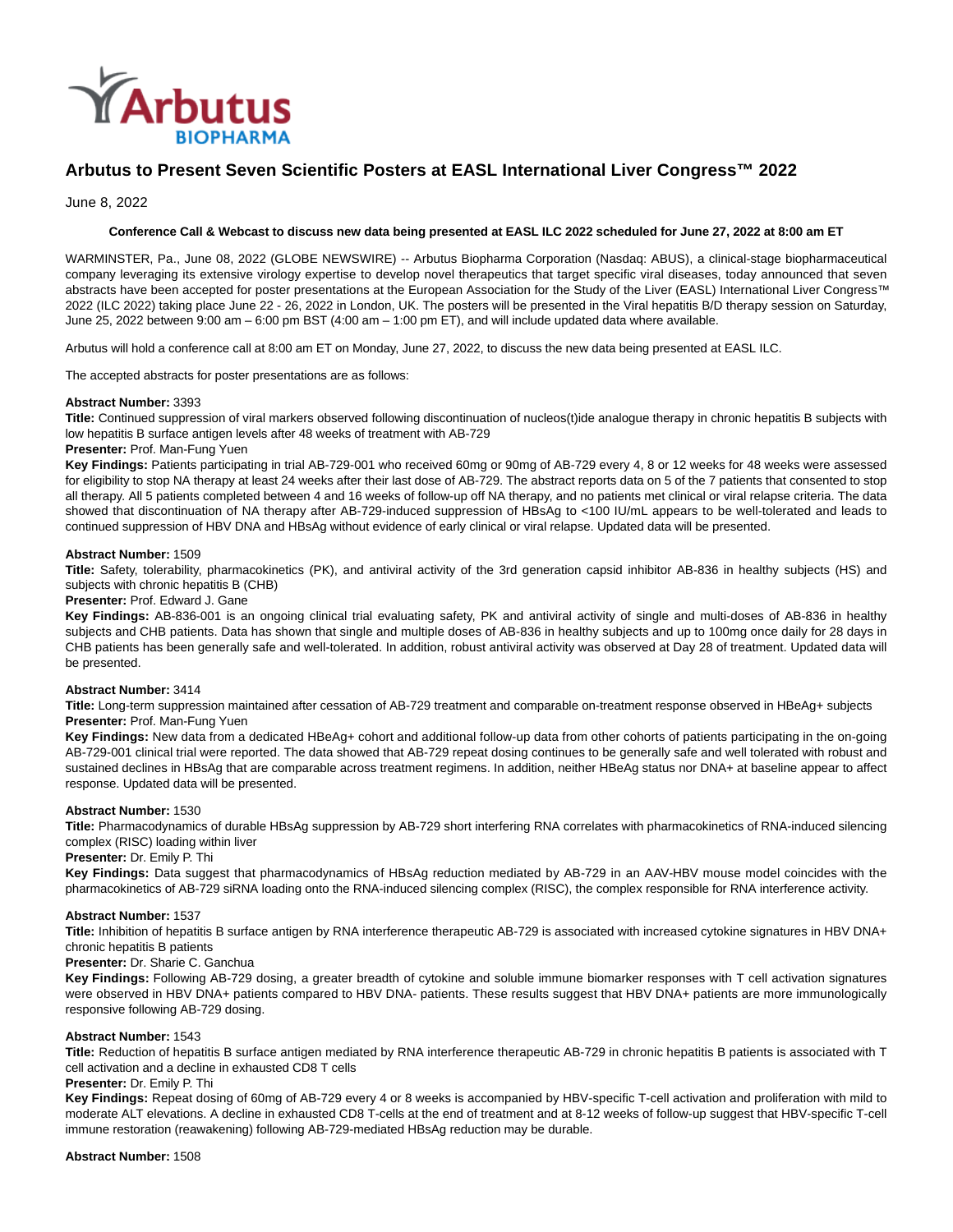Arbutus BIOPHARMA

# Arbutus to Present Seven Scientific Posters at EASL International Liver Congress™ 2022

June 8, 2022

**Conference Call & Webcast to discuss new data being presented at EASL ILC 2022 scheduled for June 27, 2022 at 8:00 am ET**

WARMINSTER, Pa., June 08, 2022 (GLOBE NEWSWIRE) -- Arbutus Biopharma Corporation (Nasdaq: ABUS), a clinical-stage biopharmaceutical company leveraging its extensive virology expertise to develop novel therapeutics that target specific viral diseases, today announced that seven abstracts have been accepted for poster presentations at the European Association for the Study of the Liver (EASL) International Liver Congress™ 2022 (ILC 2022) taking place June 22 - 26, 2022 in London, UK. The posters will be presented in the Viral hepatitis B/D therapy session on Saturday, June 25, 2022 between 9:00 am – 6:00 pm BST (4:00 am – 1:00 pm ET), and will include updated data where available.

Arbutus will hold a conference call at 8:00 am ET on Monday, June 27, 2022, to discuss the new data being presented at EASL ILC.

The accepted abstracts for poster presentations are as follows:

**Abstract Number:** 3393
**Title:** Continued suppression of viral markers observed following discontinuation of nucleos(t)ide analogue therapy in chronic hepatitis B subjects with low hepatitis B surface antigen levels after 48 weeks of treatment with AB-729
**Presenter:** Prof. Man-Fung Yuen
**Key Findings:** Patients participating in trial AB-729-001 who received 60mg or 90mg of AB-729 every 4, 8 or 12 weeks for 48 weeks were assessed for eligibility to stop NA therapy at least 24 weeks after their last dose of AB-729. The abstract reports data on 5 of the 7 patients that consented to stop all therapy. All 5 patients completed between 4 and 16 weeks of follow-up off NA therapy, and no patients met clinical or viral relapse criteria. The data showed that discontinuation of NA therapy after AB-729-induced suppression of HBsAg to <100 IU/mL appears to be well-tolerated and leads to continued suppression of HBV DNA and HBsAg without evidence of early clinical or viral relapse. Updated data will be presented.

**Abstract Number:** 1509
**Title:** Safety, tolerability, pharmacokinetics (PK), and antiviral activity of the 3rd generation capsid inhibitor AB-836 in healthy subjects (HS) and subjects with chronic hepatitis B (CHB)
**Presenter:** Prof. Edward J. Gane
**Key Findings:** AB-836-001 is an ongoing clinical trial evaluating safety, PK and antiviral activity of single and multi-doses of AB-836 in healthy subjects and CHB patients. Data has shown that single and multiple doses of AB-836 in healthy subjects and up to 100mg once daily for 28 days in CHB patients has been generally safe and well-tolerated. In addition, robust antiviral activity was observed at Day 28 of treatment. Updated data will be presented.

**Abstract Number:** 3414
**Title:** Long-term suppression maintained after cessation of AB-729 treatment and comparable on-treatment response observed in HBeAg+ subjects
**Presenter:** Prof. Man-Fung Yuen
**Key Findings:** New data from a dedicated HBeAg+ cohort and additional follow-up data from other cohorts of patients participating in the on-going AB-729-001 clinical trial were reported. The data showed that AB-729 repeat dosing continues to be generally safe and well tolerated with robust and sustained declines in HBsAg that are comparable across treatment regimens. In addition, neither HBeAg status nor DNA+ at baseline appear to affect response. Updated data will be presented.

**Abstract Number:** 1530
**Title:** Pharmacodynamics of durable HBsAg suppression by AB-729 short interfering RNA correlates with pharmacokinetics of RNA-induced silencing complex (RISC) loading within liver
**Presenter:** Dr. Emily P. Thi
**Key Findings:** Data suggest that pharmacodynamics of HBsAg reduction mediated by AB-729 in an AAV-HBV mouse model coincides with the pharmacokinetics of AB-729 siRNA loading onto the RNA-induced silencing complex (RISC), the complex responsible for RNA interference activity.

**Abstract Number:** 1537
**Title:** Inhibition of hepatitis B surface antigen by RNA interference therapeutic AB-729 is associated with increased cytokine signatures in HBV DNA+ chronic hepatitis B patients
**Presenter:** Dr. Sharie C. Ganchua
**Key Findings:** Following AB-729 dosing, a greater breadth of cytokine and soluble immune biomarker responses with T cell activation signatures were observed in HBV DNA+ patients compared to HBV DNA- patients. These results suggest that HBV DNA+ patients are more immunologically responsive following AB-729 dosing.

**Abstract Number:** 1543
**Title:** Reduction of hepatitis B surface antigen mediated by RNA interference therapeutic AB-729 in chronic hepatitis B patients is associated with T cell activation and a decline in exhausted CD8 T cells
**Presenter:** Dr. Emily P. Thi
**Key Findings:** Repeat dosing of 60mg of AB-729 every 4 or 8 weeks is accompanied by HBV-specific T-cell activation and proliferation with mild to moderate ALT elevations. A decline in exhausted CD8 T-cells at the end of treatment and at 8-12 weeks of follow-up suggest that HBV-specific T-cell immune restoration (reawakening) following AB-729-mediated HBsAg reduction may be durable.

**Abstract Number:** 1508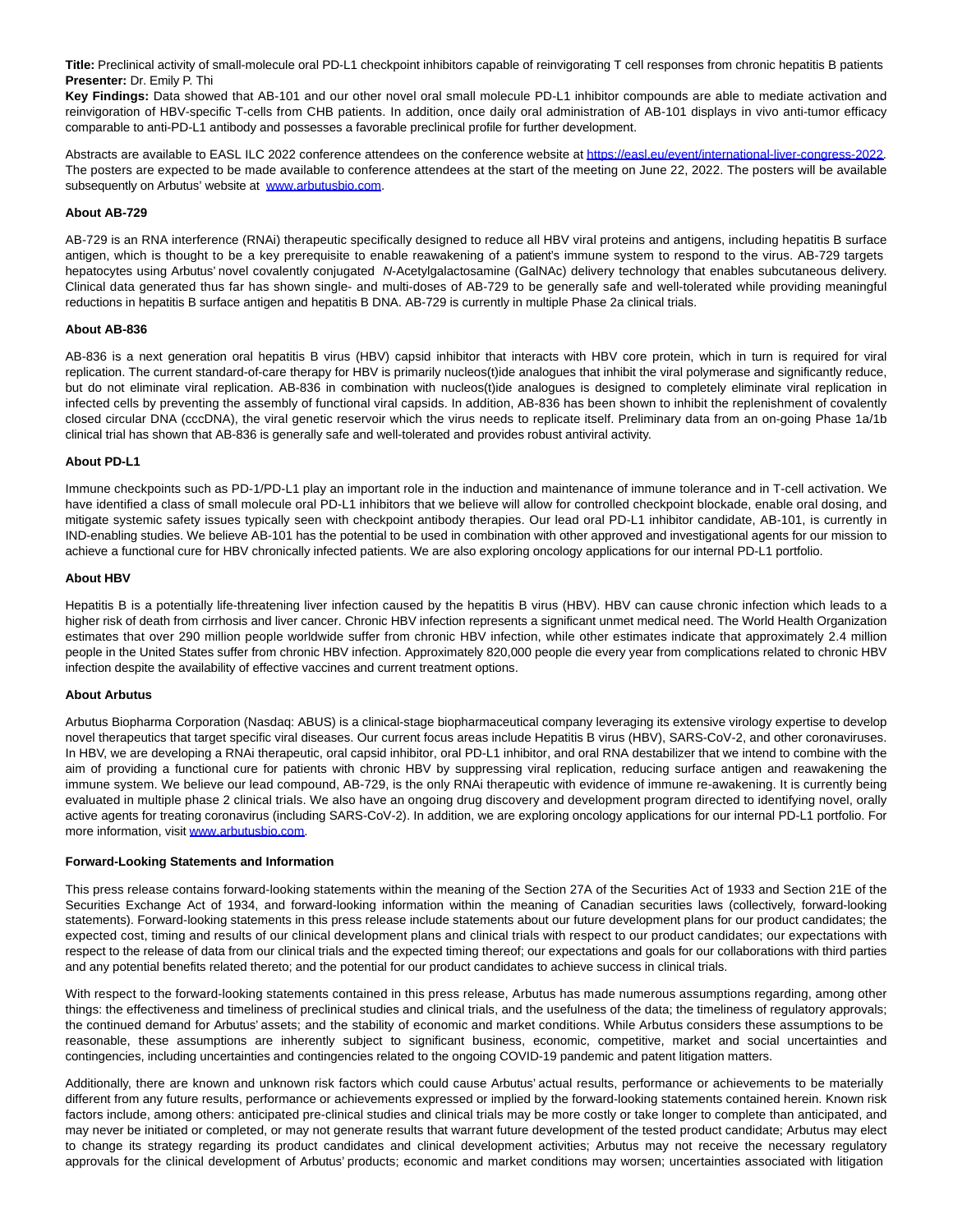**Title:** Preclinical activity of small-molecule oral PD-L1 checkpoint inhibitors capable of reinvigorating T cell responses from chronic hepatitis B patients
**Presenter:** Dr. Emily P. Thi
**Key Findings:** Data showed that AB-101 and our other novel oral small molecule PD-L1 inhibitor compounds are able to mediate activation and reinvigoration of HBV-specific T-cells from CHB patients. In addition, once daily oral administration of AB-101 displays in vivo anti-tumor efficacy comparable to anti-PD-L1 antibody and possesses a favorable preclinical profile for further development.

Abstracts are available to EASL ILC 2022 conference attendees on the conference website at https://easl.eu/event/international-liver-congress-2022. The posters are expected to be made available to conference attendees at the start of the meeting on June 22, 2022. The posters will be available subsequently on Arbutus' website at www.arbutusbio.com.

**About AB-729**

AB-729 is an RNA interference (RNAi) therapeutic specifically designed to reduce all HBV viral proteins and antigens, including hepatitis B surface antigen, which is thought to be a key prerequisite to enable reawakening of a patient's immune system to respond to the virus. AB-729 targets hepatocytes using Arbutus' novel covalently conjugated *N*-Acetylgalactosamine (GalNAc) delivery technology that enables subcutaneous delivery. Clinical data generated thus far has shown single- and multi-doses of AB-729 to be generally safe and well-tolerated while providing meaningful reductions in hepatitis B surface antigen and hepatitis B DNA. AB-729 is currently in multiple Phase 2a clinical trials.

**About AB-836**

AB-836 is a next generation oral hepatitis B virus (HBV) capsid inhibitor that interacts with HBV core protein, which in turn is required for viral replication. The current standard-of-care therapy for HBV is primarily nucleos(t)ide analogues that inhibit the viral polymerase and significantly reduce, but do not eliminate viral replication. AB-836 in combination with nucleos(t)ide analogues is designed to completely eliminate viral replication in infected cells by preventing the assembly of functional viral capsids. In addition, AB-836 has been shown to inhibit the replenishment of covalently closed circular DNA (cccDNA), the viral genetic reservoir which the virus needs to replicate itself. Preliminary data from an on-going Phase 1a/1b clinical trial has shown that AB-836 is generally safe and well-tolerated and provides robust antiviral activity.

**About PD-L1**

Immune checkpoints such as PD-1/PD-L1 play an important role in the induction and maintenance of immune tolerance and in T-cell activation. We have identified a class of small molecule oral PD-L1 inhibitors that we believe will allow for controlled checkpoint blockade, enable oral dosing, and mitigate systemic safety issues typically seen with checkpoint antibody therapies. Our lead oral PD-L1 inhibitor candidate, AB-101, is currently in IND-enabling studies. We believe AB-101 has the potential to be used in combination with other approved and investigational agents for our mission to achieve a functional cure for HBV chronically infected patients. We are also exploring oncology applications for our internal PD-L1 portfolio.

**About HBV**

Hepatitis B is a potentially life-threatening liver infection caused by the hepatitis B virus (HBV). HBV can cause chronic infection which leads to a higher risk of death from cirrhosis and liver cancer. Chronic HBV infection represents a significant unmet medical need. The World Health Organization estimates that over 290 million people worldwide suffer from chronic HBV infection, while other estimates indicate that approximately 2.4 million people in the United States suffer from chronic HBV infection. Approximately 820,000 people die every year from complications related to chronic HBV infection despite the availability of effective vaccines and current treatment options.

**About Arbutus**

Arbutus Biopharma Corporation (Nasdaq: ABUS) is a clinical-stage biopharmaceutical company leveraging its extensive virology expertise to develop novel therapeutics that target specific viral diseases. Our current focus areas include Hepatitis B virus (HBV), SARS-CoV-2, and other coronaviruses. In HBV, we are developing a RNAi therapeutic, oral capsid inhibitor, oral PD-L1 inhibitor, and oral RNA destabilizer that we intend to combine with the aim of providing a functional cure for patients with chronic HBV by suppressing viral replication, reducing surface antigen and reawakening the immune system. We believe our lead compound, AB-729, is the only RNAi therapeutic with evidence of immune re-awakening. It is currently being evaluated in multiple phase 2 clinical trials. We also have an ongoing drug discovery and development program directed to identifying novel, orally active agents for treating coronavirus (including SARS-CoV-2). In addition, we are exploring oncology applications for our internal PD-L1 portfolio. For more information, visit www.arbutusbio.com.

**Forward-Looking Statements and Information**

This press release contains forward-looking statements within the meaning of the Section 27A of the Securities Act of 1933 and Section 21E of the Securities Exchange Act of 1934, and forward-looking information within the meaning of Canadian securities laws (collectively, forward-looking statements). Forward-looking statements in this press release include statements about our future development plans for our product candidates; the expected cost, timing and results of our clinical development plans and clinical trials with respect to our product candidates; our expectations with respect to the release of data from our clinical trials and the expected timing thereof; our expectations and goals for our collaborations with third parties and any potential benefits related thereto; and the potential for our product candidates to achieve success in clinical trials.

With respect to the forward-looking statements contained in this press release, Arbutus has made numerous assumptions regarding, among other things: the effectiveness and timeliness of preclinical studies and clinical trials, and the usefulness of the data; the timeliness of regulatory approvals; the continued demand for Arbutus' assets; and the stability of economic and market conditions. While Arbutus considers these assumptions to be reasonable, these assumptions are inherently subject to significant business, economic, competitive, market and social uncertainties and contingencies, including uncertainties and contingencies related to the ongoing COVID-19 pandemic and patent litigation matters.

Additionally, there are known and unknown risk factors which could cause Arbutus' actual results, performance or achievements to be materially different from any future results, performance or achievements expressed or implied by the forward-looking statements contained herein. Known risk factors include, among others: anticipated pre-clinical studies and clinical trials may be more costly or take longer to complete than anticipated, and may never be initiated or completed, or may not generate results that warrant future development of the tested product candidate; Arbutus may elect to change its strategy regarding its product candidates and clinical development activities; Arbutus may not receive the necessary regulatory approvals for the clinical development of Arbutus' products; economic and market conditions may worsen; uncertainties associated with litigation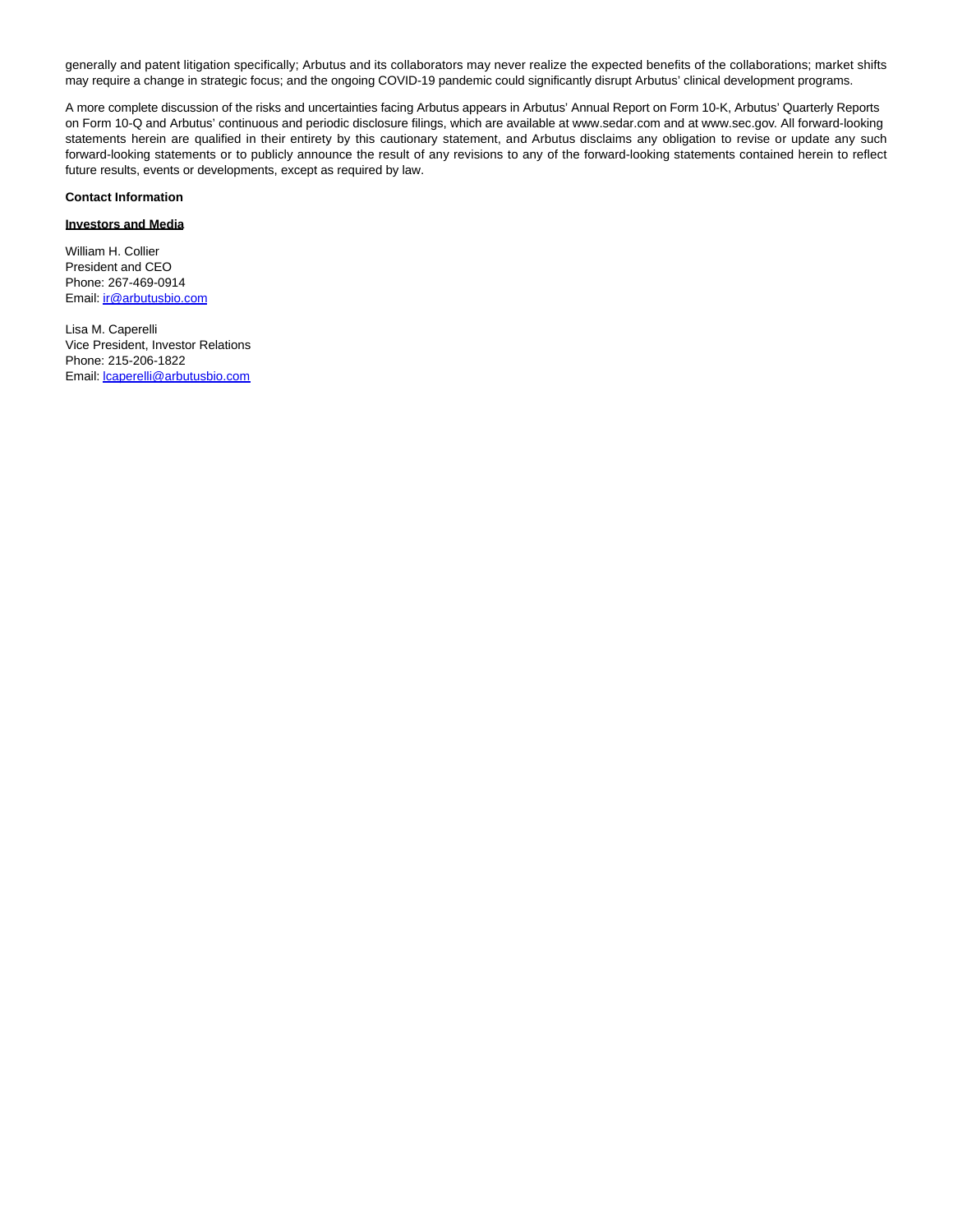generally and patent litigation specifically; Arbutus and its collaborators may never realize the expected benefits of the collaborations; market shifts may require a change in strategic focus; and the ongoing COVID-19 pandemic could significantly disrupt Arbutus' clinical development programs.

A more complete discussion of the risks and uncertainties facing Arbutus appears in Arbutus' Annual Report on Form 10-K, Arbutus' Quarterly Reports on Form 10-Q and Arbutus' continuous and periodic disclosure filings, which are available at www.sedar.com and at www.sec.gov. All forward-looking statements herein are qualified in their entirety by this cautionary statement, and Arbutus disclaims any obligation to revise or update any such forward-looking statements or to publicly announce the result of any revisions to any of the forward-looking statements contained herein to reflect future results, events or developments, except as required by law.

**Contact Information**

**Investors and Media**

William H. Collier
President and CEO
Phone: 267-469-0914
Email: ir@arbutusbio.com

Lisa M. Caperelli
Vice President, Investor Relations
Phone: 215-206-1822
Email: lcaperelli@arbutusbio.com